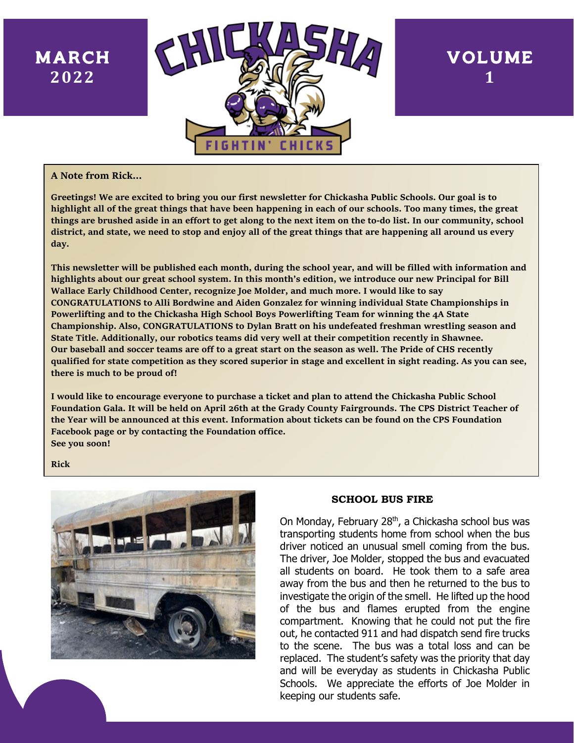MARCH 2022

CHICKASHA FIGHTIN' CHICKS

VOLUME 1

**A Note from Rick…**

**Greetings! We are excited to bring you our first newsletter for Chickasha Public Schools. Our goal is to highlight all of the great things that have been happening in each of our schools. Too many times, the great things are brushed aside in an effort to get along to the next item on the to-do list. In our community, school district, and state, we need to stop and enjoy all of the great things that are happening all around us every day.**

**This newsletter will be published each month, during the school year, and will be filled with information and highlights about our great school system. In this month's edition, we introduce our new Principal for Bill Wallace Early Childhood Center, recognize Joe Molder, and much more. I would like to say CONGRATULATIONS to Alli Bordwine and Aiden Gonzalez for winning individual State Championships in Powerlifting and to the Chickasha High School Boys Powerlifting Team for winning the 4A State Championship. Also, CONGRATULATIONS to Dylan Bratt on his undefeated freshman wrestling season and State Title. Additionally, our robotics teams did very well at their competition recently in Shawnee. Our baseball and soccer teams are off to a great start on the season as well. The Pride of CHS recently qualified for state competition as they scored superior in stage and excellent in sight reading. As you can see, there is much to be proud of!**

**I would like to encourage everyone to purchase a ticket and plan to attend the Chickasha Public School Foundation Gala. It will be held on April 26th at the Grady County Fairgrounds. The CPS District Teacher of the Year will be announced at this event. Information about tickets can be found on the CPS Foundation Facebook page or by contacting the Foundation office.**
**See you soon!**

**Rick**

## SCHOOL BUS FIRE

On Monday, February 28th, a Chickasha school bus was transporting students home from school when the bus driver noticed an unusual smell coming from the bus. The driver, Joe Molder, stopped the bus and evacuated all students on board. He took them to a safe area away from the bus and then he returned to the bus to investigate the origin of the smell. He lifted up the hood of the bus and flames erupted from the engine compartment. Knowing that he could not put the fire out, he contacted 911 and had dispatch send fire trucks to the scene. The bus was a total loss and can be replaced. The student's safety was the priority that day and will be everyday as students in Chickasha Public Schools. We appreciate the efforts of Joe Molder in keeping our students safe.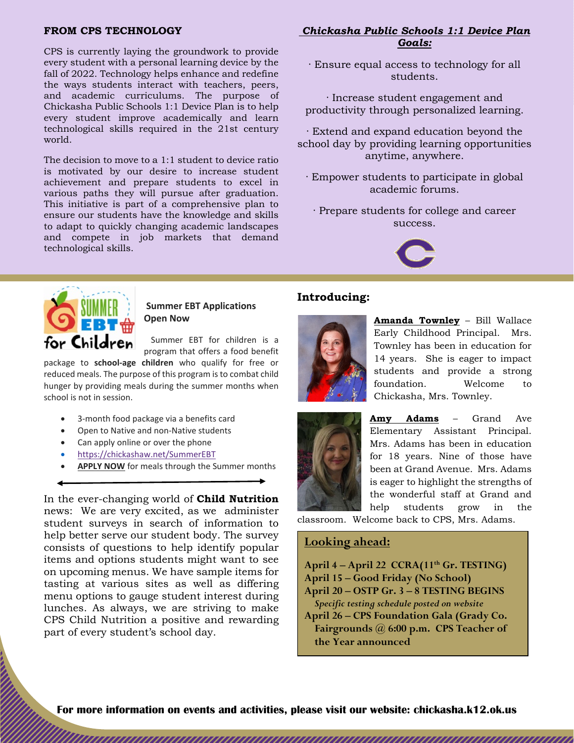## FROM CPS TECHNOLOGY

CPS is currently laying the groundwork to provide every student with a personal learning device by the fall of 2022. Technology helps enhance and redefine the ways students interact with teachers, peers, and academic curriculums. The purpose of Chickasha Public Schools 1:1 Device Plan is to help every student improve academically and learn technological skills required in the 21st century world.

The decision to move to a 1:1 student to device ratio is motivated by our desire to increase student achievement and prepare students to excel in various paths they will pursue after graduation. This initiative is part of a comprehensive plan to ensure our students have the knowledge and skills to adapt to quickly changing academic landscapes and compete in job markets that demand technological skills.

### *Chickasha Public Schools 1:1 Device Plan Goals:*

- Ensure equal access to technology for all students.
- Increase student engagement and productivity through personalized learning.
- Extend and expand education beyond the school day by providing learning opportunities anytime, anywhere.
- Empower students to participate in global academic forums.
- Prepare students for college and career success.

## Summer EBT Applications Open Now

Summer EBT for children is a program that offers a food benefit package to **school-age children** who qualify for free or reduced meals. The purpose of this program is to combat child hunger by providing meals during the summer months when school is not in session.

- 3-month food package via a benefits card
- Open to Native and non-Native students
- Can apply online or over the phone
- https://chickashaw.net/SummerEBT
- **APPLY NOW** for meals through the Summer months

In the ever-changing world of **Child Nutrition** news: We are very excited, as we administer student surveys in search of information to help better serve our student body. The survey consists of questions to help identify popular items and options students might want to see on upcoming menus. We have sample items for tasting at various sites as well as differing menu options to gauge student interest during lunches. As always, we are striving to make CPS Child Nutrition a positive and rewarding part of every student's school day.

## Introducing:

**Amanda Townley** – Bill Wallace Early Childhood Principal. Mrs. Townley has been in education for 14 years. She is eager to impact students and provide a strong foundation. Welcome to Chickasha, Mrs. Townley.

**Amy Adams** – Grand Ave Elementary Assistant Principal. Mrs. Adams has been in education for 18 years. Nine of those have been at Grand Avenue. Mrs. Adams is eager to highlight the strengths of the wonderful staff at Grand and help students grow in the classroom. Welcome back to CPS, Mrs. Adams.

## Looking ahead:

**April 4 – April 22 CCRA(11th Gr. TESTING)**
**April 15 – Good Friday (No School)**
**April 20 – OSTP Gr. 3 – 8 TESTING BEGINS**
*Specific testing schedule posted on website*
**April 26 – CPS Foundation Gala (Grady Co. Fairgrounds @ 6:00 p.m. CPS Teacher of the Year announced**

**For more information on events and activities, please visit our website: chickasha.k12.ok.us**